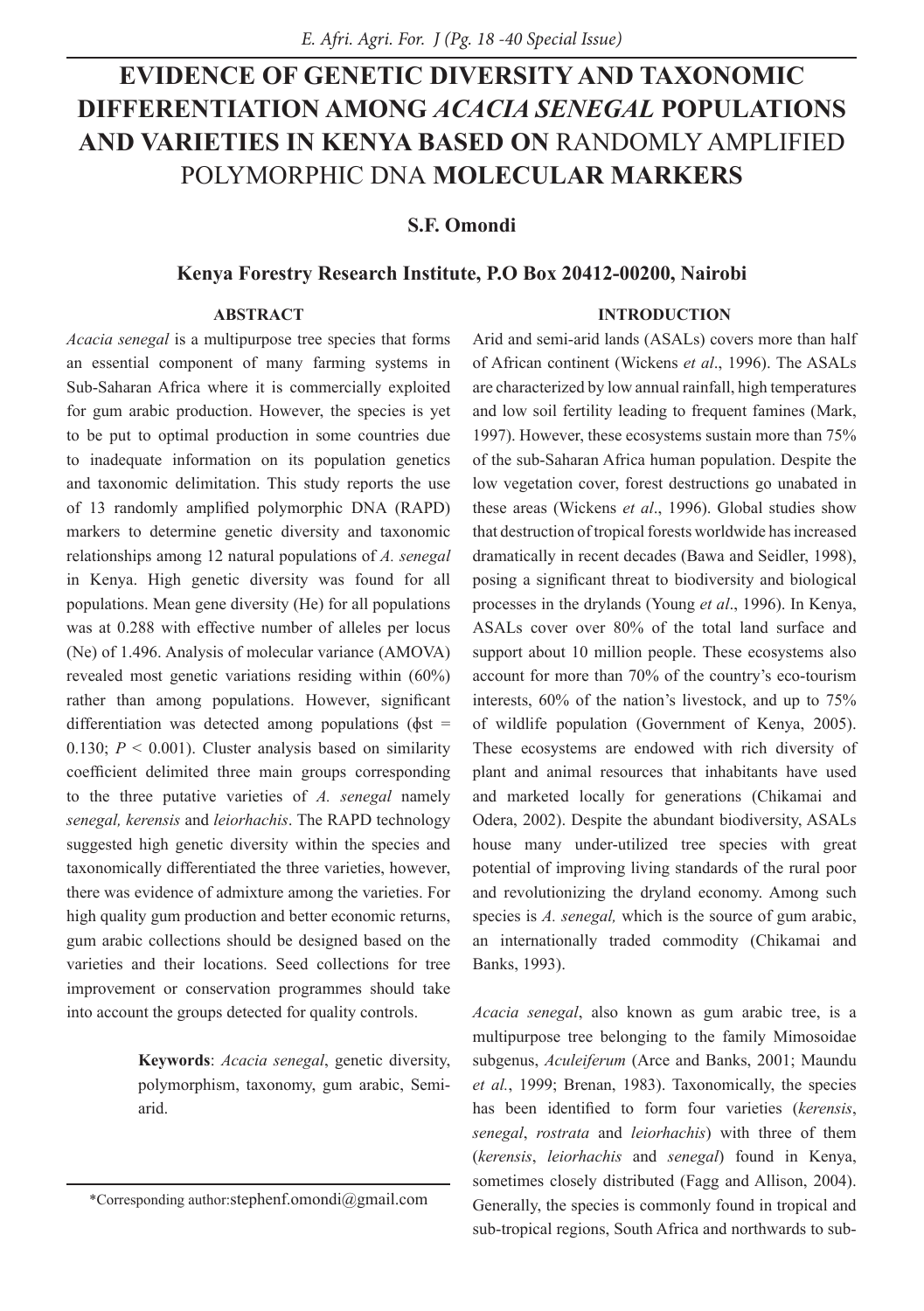# EVIDENCE OF GENETIC DIVERSITY AND TAXONOMIC DIFFERENTIATION AMONG *ACACIA SENEGAL* POPULATIONS AND VARIETIES IN KENYA BASED ON RANDOMLY AMPLIFIED POLYMORPHIC DNA MOLECULAR MARKERS

**S.F. Omondi**

**Kenya Forestry Research Institute, P.O Box 20412-00200, Nairobi**

## ABSTRACT

*Acacia senegal* is a multipurpose tree species that forms an essential component of many farming systems in Sub-Saharan Africa where it is commercially exploited for gum arabic production. However, the species is yet to be put to optimal production in some countries due to inadequate information on its population genetics and taxonomic delimitation. This study reports the use of 13 randomly amplified polymorphic DNA (RAPD) markers to determine genetic diversity and taxonomic relationships among 12 natural populations of *A. senegal* in Kenya. High genetic diversity was found for all populations. Mean gene diversity (He) for all populations was at 0.288 with effective number of alleles per locus (Ne) of 1.496. Analysis of molecular variance (AMOVA) revealed most genetic variations residing within (60%) rather than among populations. However, significant differentiation was detected among populations ($\phi st$ = 0.130; $P < 0.001$). Cluster analysis based on similarity coefficient delimited three main groups corresponding to the three putative varieties of *A. senegal* namely *senegal, kerensis* and *leiorhachis*. The RAPD technology suggested high genetic diversity within the species and taxonomically differentiated the three varieties, however, there was evidence of admixture among the varieties. For high quality gum production and better economic returns, gum arabic collections should be designed based on the varieties and their locations. Seed collections for tree improvement or conservation programmes should take into account the groups detected for quality controls.

**Keywords**: *Acacia senegal*, genetic diversity, polymorphism, taxonomy, gum arabic, Semi-arid.

\*Corresponding author:stephenf.omondi@gmail.com

## INTRODUCTION

Arid and semi-arid lands (ASALs) covers more than half of African continent (Wickens *et al*., 1996). The ASALs are characterized by low annual rainfall, high temperatures and low soil fertility leading to frequent famines (Mark, 1997). However, these ecosystems sustain more than 75% of the sub-Saharan Africa human population. Despite the low vegetation cover, forest destructions go unabated in these areas (Wickens *et al*., 1996). Global studies show that destruction of tropical forests worldwide has increased dramatically in recent decades (Bawa and Seidler, 1998), posing a significant threat to biodiversity and biological processes in the drylands (Young *et al*., 1996). In Kenya, ASALs cover over 80% of the total land surface and support about 10 million people. These ecosystems also account for more than 70% of the country's eco-tourism interests, 60% of the nation's livestock, and up to 75% of wildlife population (Government of Kenya, 2005). These ecosystems are endowed with rich diversity of plant and animal resources that inhabitants have used and marketed locally for generations (Chikamai and Odera, 2002). Despite the abundant biodiversity, ASALs house many under-utilized tree species with great potential of improving living standards of the rural poor and revolutionizing the dryland economy. Among such species is *A. senegal,* which is the source of gum arabic, an internationally traded commodity (Chikamai and Banks, 1993).

*Acacia senegal*, also known as gum arabic tree, is a multipurpose tree belonging to the family Mimosoidae subgenus, *Aculeiferum* (Arce and Banks, 2001; Maundu *et al.*, 1999; Brenan, 1983). Taxonomically, the species has been identified to form four varieties (*kerensis*, *senegal*, *rostrata* and *leiorhachis*) with three of them (*kerensis*, *leiorhachis* and *senegal*) found in Kenya, sometimes closely distributed (Fagg and Allison, 2004). Generally, the species is commonly found in tropical and sub-tropical regions, South Africa and northwards to sub-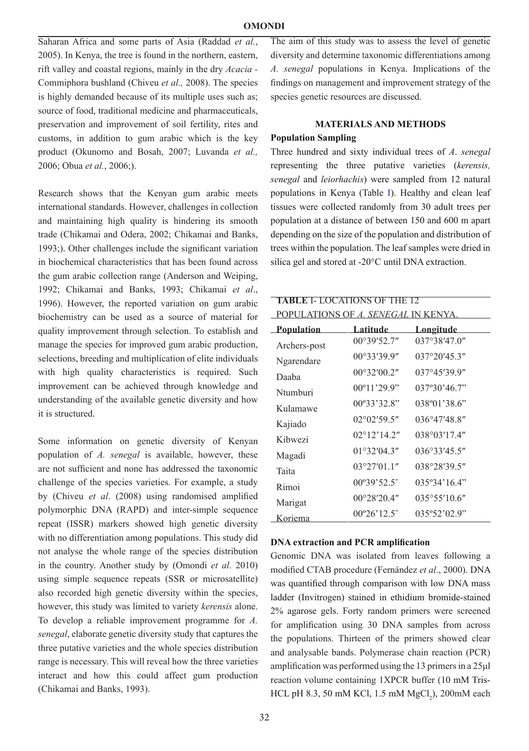Saharan Africa and some parts of Asia (Raddad *et al.*, 2005). In Kenya, the tree is found in the northern, eastern, rift valley and coastal regions, mainly in the dry *Acacia* - Commiphora bushland (Chiveu *et al.,* 2008). The species is highly demanded because of its multiple uses such as; source of food, traditional medicine and pharmaceuticals, preservation and improvement of soil fertility, rites and customs, in addition to gum arabic which is the key product (Okunomo and Bosah, 2007; Luvanda *et al.,* 2006; Obua *et al.*, 2006;).

Research shows that the Kenyan gum arabic meets international standards. However, challenges in collection and maintaining high quality is hindering its smooth trade (Chikamai and Odera, 2002; Chikamai and Banks, 1993;). Other challenges include the significant variation in biochemical characteristics that has been found across the gum arabic collection range (Anderson and Weiping, 1992; Chikamai and Banks, 1993; Chikamai *et al*., 1996). However, the reported variation on gum arabic biochemistry can be used as a source of material for quality improvement through selection. To establish and manage the species for improved gum arabic production, selections, breeding and multiplication of elite individuals with high quality characteristics is required. Such improvement can be achieved through knowledge and understanding of the available genetic diversity and how it is structured.

Some information on genetic diversity of Kenyan population of *A. senegal* is available, however, these are not sufficient and none has addressed the taxonomic challenge of the species varieties. For example, a study by (Chiveu *et al*. (2008) using randomised amplified polymorphic DNA (RAPD) and inter-simple sequence repeat (ISSR) markers showed high genetic diversity with no differentiation among populations. This study did not analyse the whole range of the species distribution in the country. Another study by (Omondi *et al*. 2010) using simple sequence repeats (SSR or microsatellite) also recorded high genetic diversity within the species, however, this study was limited to variety *kerensis* alone. To develop a reliable improvement programme for *A. senegal*, elaborate genetic diversity study that captures the three putative varieties and the whole species distribution range is necessary. This will reveal how the three varieties interact and how this could affect gum production (Chikamai and Banks, 1993).

The aim of this study was to assess the level of genetic diversity and determine taxonomic differentiations among *A. senegal* populations in Kenya. Implications of the findings on management and improvement strategy of the species genetic resources are discussed.

## MATERIALS AND METHODS

### Population Sampling

Three hundred and sixty individual trees of *A*. *senegal* representing the three putative varieties (*kerensis, senegal* and *leiorhachis*) were sampled from 12 natural populations in Kenya (Table I). Healthy and clean leaf tissues were collected randomly from 30 adult trees per population at a distance of between 150 and 600 m apart depending on the size of the population and distribution of trees within the population. The leaf samples were dried in silica gel and stored at -20°C until DNA extraction.

**TABLE** I- LOCATIONS OF THE 12 POPULATIONS OF *A. SENEGAL* IN KENYA.

| Population | Latitude | Longitude |
|---|---|---|
| Archers-post | 00°39′52.7″ | 037°38′47.0″ |
| Ngarendare | 00°33′39.9″ | 037°20′45.3″ |
| Daaba | 00°32′00.2″ | 037°45′39.9″ |
| Ntumburi | 00º11’29.9” | 037º30’46.7” |
| Kulamawe | 00º33’32.8” | 038º01’38.6” |
| Kajiado | 02°02′59.5″ | 036°47′48.8″ |
| Kibwezi | 02°12′14.2″ | 038°03′17.4″ |
| Magadi | 01°32′04.3″ | 036°33′45.5″ |
| Taita | 03°27′01.1″ | 038°28′39.5″ |
| Rimoi | 00º39’52.5″ | 035º34’16.4” |
| Marigat | 00°28′20.4″ | 035°55′10.6″ |
| Koriema | 00º26’12.5″ | 035º52’02.9” |

### DNA extraction and PCR amplification

Genomic DNA was isolated from leaves following a modified CTAB procedure (Fernández *et al*., 2000). DNA was quantified through comparison with low DNA mass ladder (Invitrogen) stained in ethidium bromide-stained 2% agarose gels. Forty random primers were screened for amplification using 30 DNA samples from across the populations. Thirteen of the primers showed clear and analysable bands. Polymerase chain reaction (PCR) amplification was performed using the 13 primers in a 25µl reaction volume containing 1XPCR buffer (10 mM Tris-HCL pH 8.3, 50 mM KCl, 1.5 mM $MgCl_2$), 200mM each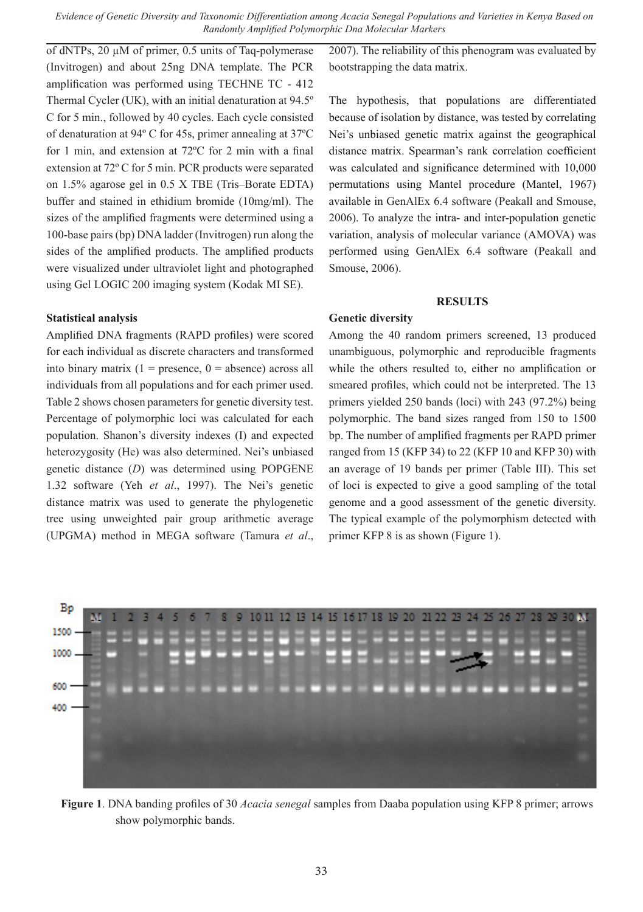of dNTPs, 20 µM of primer, 0.5 units of Taq-polymerase (Invitrogen) and about 25ng DNA template. The PCR amplification was performed using TECHNE TC - 412 Thermal Cycler (UK), with an initial denaturation at 94.5º C for 5 min., followed by 40 cycles. Each cycle consisted of denaturation at 94º C for 45s, primer annealing at 37ºC for 1 min, and extension at 72ºC for 2 min with a final extension at 72º C for 5 min. PCR products were separated on 1.5% agarose gel in 0.5 X TBE (Tris–Borate EDTA) buffer and stained in ethidium bromide (10mg/ml). The sizes of the amplified fragments were determined using a 100-base pairs (bp) DNA ladder (Invitrogen) run along the sides of the amplified products. The amplified products were visualized under ultraviolet light and photographed using Gel LOGIC 200 imaging system (Kodak MI SE).

### Statistical analysis

Amplified DNA fragments (RAPD profiles) were scored for each individual as discrete characters and transformed into binary matrix (1 = presence, 0 = absence) across all individuals from all populations and for each primer used. Table 2 shows chosen parameters for genetic diversity test. Percentage of polymorphic loci was calculated for each population. Shanon's diversity indexes (I) and expected heterozygosity (He) was also determined. Nei's unbiased genetic distance (*D*) was determined using POPGENE 1.32 software (Yeh *et al*., 1997). The Nei's genetic distance matrix was used to generate the phylogenetic tree using unweighted pair group arithmetic average (UPGMA) method in MEGA software (Tamura *et al*., 2007). The reliability of this phenogram was evaluated by bootstrapping the data matrix.

The hypothesis, that populations are differentiated because of isolation by distance, was tested by correlating Nei's unbiased genetic matrix against the geographical distance matrix. Spearman's rank correlation coefficient was calculated and significance determined with 10,000 permutations using Mantel procedure (Mantel, 1967) available in GenAlEx 6.4 software (Peakall and Smouse, 2006). To analyze the intra- and inter-population genetic variation, analysis of molecular variance (AMOVA) was performed using GenAlEx 6.4 software (Peakall and Smouse, 2006).

## RESULTS

### Genetic diversity

Among the 40 random primers screened, 13 produced unambiguous, polymorphic and reproducible fragments while the others resulted to, either no amplification or smeared profiles, which could not be interpreted. The 13 primers yielded 250 bands (loci) with 243 (97.2%) being polymorphic. The band sizes ranged from 150 to 1500 bp. The number of amplified fragments per RAPD primer ranged from 15 (KFP 34) to 22 (KFP 10 and KFP 30) with an average of 19 bands per primer (Table III). This set of loci is expected to give a good sampling of the total genome and a good assessment of the genetic diversity. The typical example of the polymorphism detected with primer KFP 8 is as shown (Figure 1).

**Figure 1**. DNA banding profiles of 30 *Acacia senegal* samples from Daaba population using KFP 8 primer; arrows show polymorphic bands.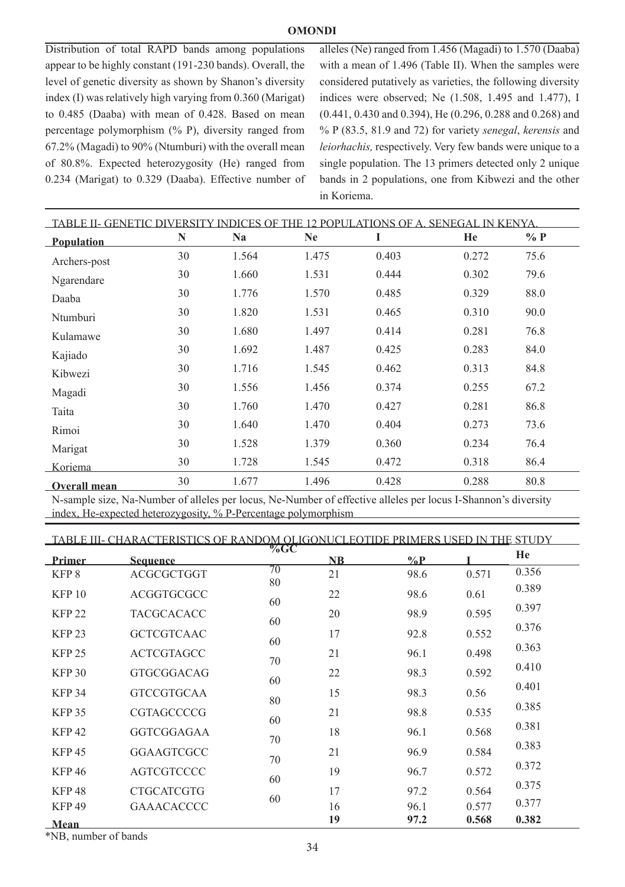Distribution of total RAPD bands among populations appear to be highly constant (191-230 bands). Overall, the level of genetic diversity as shown by Shanon's diversity index (I) was relatively high varying from 0.360 (Marigat) to 0.485 (Daaba) with mean of 0.428. Based on mean percentage polymorphism (% P), diversity ranged from 67.2% (Magadi) to 90% (Ntumburi) with the overall mean of 80.8%. Expected heterozygosity (He) ranged from 0.234 (Marigat) to 0.329 (Daaba). Effective number of alleles (Ne) ranged from 1.456 (Magadi) to 1.570 (Daaba) with a mean of 1.496 (Table II). When the samples were considered putatively as varieties, the following diversity indices were observed; Ne (1.508, 1.495 and 1.477), I (0.441, 0.430 and 0.394), He (0.296, 0.288 and 0.268) and % P (83.5, 81.9 and 72) for variety *senegal*, *kerensis* and *leiorhachis,* respectively. Very few bands were unique to a single population. The 13 primers detected only 2 unique bands in 2 populations, one from Kibwezi and the other in Koriema.

TABLE II- GENETIC DIVERSITY INDICES OF THE 12 POPULATIONS OF A. SENEGAL IN KENYA.

| Population | N | Na | Ne | I | He | % P |
|---|---|---|---|---|---|---|
| Archers-post | 30 | 1.564 | 1.475 | 0.403 | 0.272 | 75.6 |
| Ngarendare | 30 | 1.660 | 1.531 | 0.444 | 0.302 | 79.6 |
| Daaba | 30 | 1.776 | 1.570 | 0.485 | 0.329 | 88.0 |
| Ntumburi | 30 | 1.820 | 1.531 | 0.465 | 0.310 | 90.0 |
| Kulamawe | 30 | 1.680 | 1.497 | 0.414 | 0.281 | 76.8 |
| Kajiado | 30 | 1.692 | 1.487 | 0.425 | 0.283 | 84.0 |
| Kibwezi | 30 | 1.716 | 1.545 | 0.462 | 0.313 | 84.8 |
| Magadi | 30 | 1.556 | 1.456 | 0.374 | 0.255 | 67.2 |
| Taita | 30 | 1.760 | 1.470 | 0.427 | 0.281 | 86.8 |
| Rimoi | 30 | 1.640 | 1.470 | 0.404 | 0.273 | 73.6 |
| Marigat | 30 | 1.528 | 1.379 | 0.360 | 0.234 | 76.4 |
| Koriema | 30 | 1.728 | 1.545 | 0.472 | 0.318 | 86.4 |
| **Overall mean** | 30 | 1.677 | 1.496 | 0.428 | 0.288 | 80.8 |

N-sample size, Na-Number of alleles per locus, Ne-Number of effective alleles per locus I-Shannon's diversity index, He-expected heterozygosity, % P-Percentage polymorphism

TABLE III- CHARACTERISTICS OF RANDOM OLIGONUCLEOTIDE PRIMERS USED IN THE STUDY

| Primer | Sequence | %GC | NB | %P | I | He |
|---|---|---|---|---|---|---|
| KFP 8 | ACGCGCTGGT | 70 | 21 | 98.6 | 0.571 | 0.356 |
| KFP 10 | ACGGTGCGCC | 80 | 22 | 98.6 | 0.61 | 0.389 |
| KFP 22 | TACGCACACC | 60 | 20 | 98.9 | 0.595 | 0.397 |
| KFP 23 | GCTCGTCAAC | 60 | 17 | 92.8 | 0.552 | 0.376 |
| KFP 25 | ACTCGTAGCC | 60 | 21 | 96.1 | 0.498 | 0.363 |
| KFP 30 | GTGCGGACAG | 70 | 22 | 98.3 | 0.592 | 0.410 |
| KFP 34 | GTCCGTGCAA | 60 | 15 | 98.3 | 0.56 | 0.401 |
| KFP 35 | CGTAGCCCCG | 80 | 21 | 98.8 | 0.535 | 0.385 |
| KFP 42 | GGTCGGAGAA | 60 | 18 | 96.1 | 0.568 | 0.381 |
| KFP 45 | GGAAGTCGCC | 70 | 21 | 96.9 | 0.584 | 0.383 |
| KFP 46 | AGTCGTCCCC | 70 | 19 | 96.7 | 0.572 | 0.372 |
| KFP 48 | CTGCATCGTG | 60 | 17 | 97.2 | 0.564 | 0.375 |
| KFP 49 | GAAACACCCC | 60 | 16 | 96.1 | 0.577 | 0.377 |
| **Mean** | | | **19** | **97.2** | **0.568** | **0.382** |

*NB, number of bands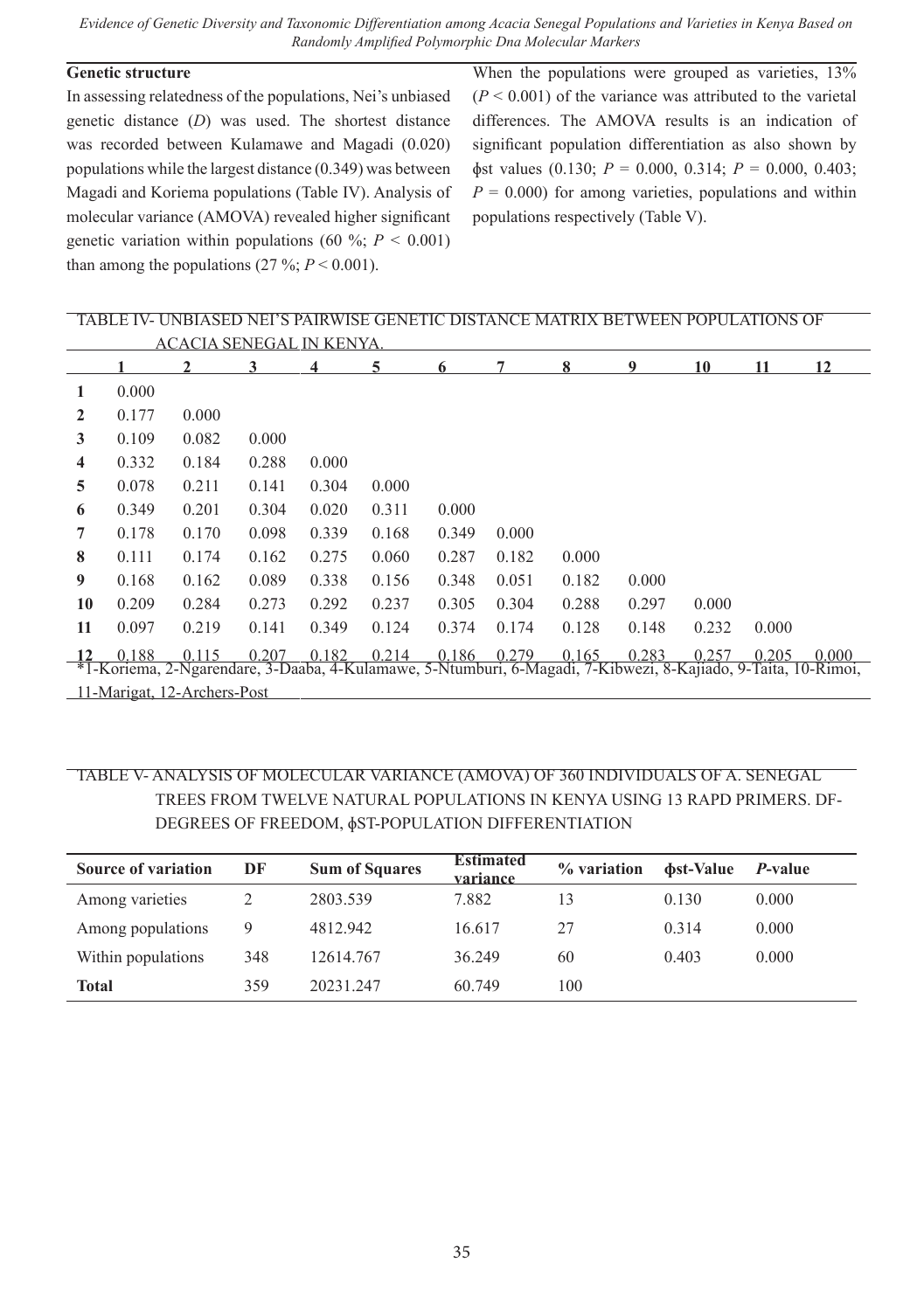### Genetic structure

In assessing relatedness of the populations, Nei's unbiased genetic distance (*D*) was used. The shortest distance was recorded between Kulamawe and Magadi (0.020) populations while the largest distance (0.349) was between Magadi and Koriema populations (Table IV). Analysis of molecular variance (AMOVA) revealed higher significant genetic variation within populations (60 %; $P < 0.001$) than among the populations (27 %; $P < 0.001$).

When the populations were grouped as varieties, 13% ($P < 0.001$) of the variance was attributed to the varietal differences. The AMOVA results is an indication of significant population differentiation as also shown by ɸst values (0.130; $P = 0.000$, 0.314; $P = 0.000$, 0.403; $P = 0.000$) for among varieties, populations and within populations respectively (Table V).

TABLE IV- UNBIASED NEI'S PAIRWISE GENETIC DISTANCE MATRIX BETWEEN POPULATIONS OF ACACIA SENEGAL IN KENYA.

| | 1 | 2 | 3 | 4 | 5 | 6 | 7 | 8 | 9 | 10 | 11 | 12 |
|---|---|---|---|---|---|---|---|---|---|---|---|---|
| **1** | 0.000 | | | | | | | | | | | |
| **2** | 0.177 | 0.000 | | | | | | | | | | |
| **3** | 0.109 | 0.082 | 0.000 | | | | | | | | | |
| **4** | 0.332 | 0.184 | 0.288 | 0.000 | | | | | | | | |
| **5** | 0.078 | 0.211 | 0.141 | 0.304 | 0.000 | | | | | | | |
| **6** | 0.349 | 0.201 | 0.304 | 0.020 | 0.311 | 0.000 | | | | | | |
| **7** | 0.178 | 0.170 | 0.098 | 0.339 | 0.168 | 0.349 | 0.000 | | | | | |
| **8** | 0.111 | 0.174 | 0.162 | 0.275 | 0.060 | 0.287 | 0.182 | 0.000 | | | | |
| **9** | 0.168 | 0.162 | 0.089 | 0.338 | 0.156 | 0.348 | 0.051 | 0.182 | 0.000 | | | |
| **10** | 0.209 | 0.284 | 0.273 | 0.292 | 0.237 | 0.305 | 0.304 | 0.288 | 0.297 | 0.000 | | |
| **11** | 0.097 | 0.219 | 0.141 | 0.349 | 0.124 | 0.374 | 0.174 | 0.128 | 0.148 | 0.232 | 0.000 | |
| **12** | 0.188 | 0.115 | 0.207 | 0.182 | 0.214 | 0.186 | 0.279 | 0.165 | 0.283 | 0.257 | 0.205 | 0.000 |

*1-Koriema, 2-Ngarendare, 3-Daaba, 4-Kulamawe, 5-Ntumburi, 6-Magadi, 7-Kibwezi, 8-Kajiado, 9-Taita, 10-Rimoi, 11-Marigat, 12-Archers-Post

TABLE V- ANALYSIS OF MOLECULAR VARIANCE (AMOVA) OF 360 INDIVIDUALS OF A. SENEGAL TREES FROM TWELVE NATURAL POPULATIONS IN KENYA USING 13 RAPD PRIMERS. DF-DEGREES OF FREEDOM, ɸST-POPULATION DIFFERENTIATION

| Source of variation | DF | Sum of Squares | Estimated variance | % variation | ɸst-Value | *P*-value |
|---|---|---|---|---|---|---|
| Among varieties | 2 | 2803.539 | 7.882 | 13 | 0.130 | 0.000 |
| Among populations | 9 | 4812.942 | 16.617 | 27 | 0.314 | 0.000 |
| Within populations | 348 | 12614.767 | 36.249 | 60 | 0.403 | 0.000 |
| **Total** | 359 | 20231.247 | 60.749 | 100 | | |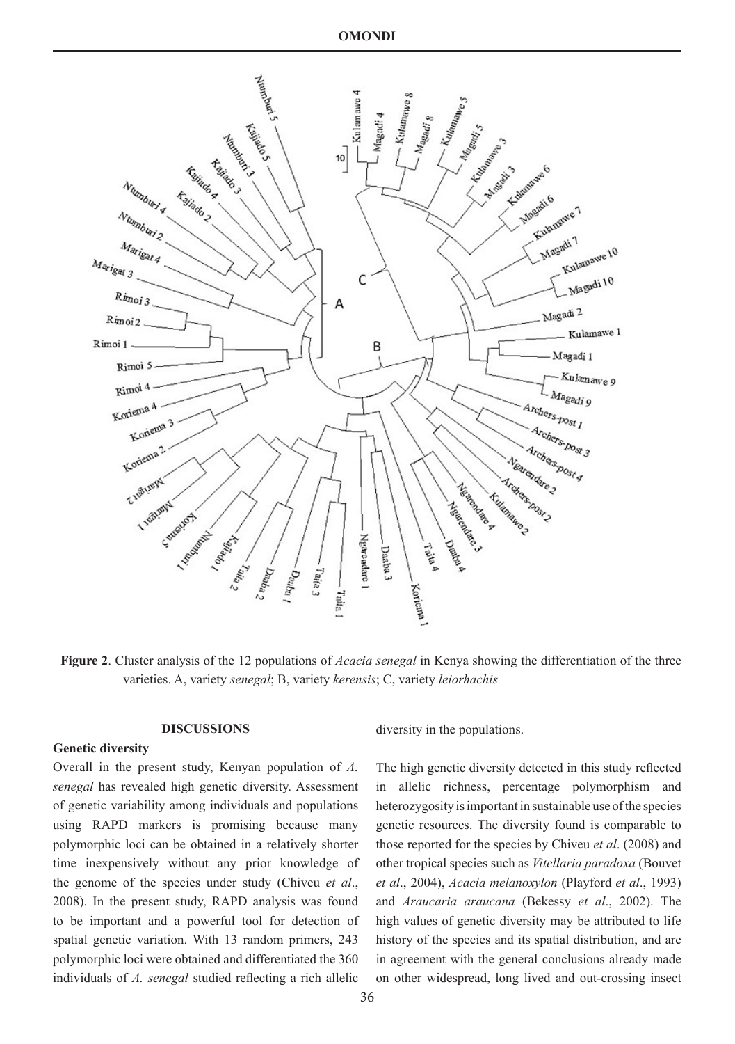**Figure 2**. Cluster analysis of the 12 populations of *Acacia senegal* in Kenya showing the differentiation of the three varieties. A, variety *senegal*; B, variety *kerensis*; C, variety *leiorhachis*

## DISCUSSIONS

### Genetic diversity

Overall in the present study, Kenyan population of *A. senegal* has revealed high genetic diversity. Assessment of genetic variability among individuals and populations using RAPD markers is promising because many polymorphic loci can be obtained in a relatively shorter time inexpensively without any prior knowledge of the genome of the species under study (Chiveu *et al*., 2008). In the present study, RAPD analysis was found to be important and a powerful tool for detection of spatial genetic variation. With 13 random primers, 243 polymorphic loci were obtained and differentiated the 360 individuals of *A. senegal* studied reflecting a rich allelic diversity in the populations.

The high genetic diversity detected in this study reflected in allelic richness, percentage polymorphism and heterozygosity is important in sustainable use of the species genetic resources. The diversity found is comparable to those reported for the species by Chiveu *et al*. (2008) and other tropical species such as *Vitellaria paradoxa* (Bouvet *et al*., 2004), *Acacia melanoxylon* (Playford *et al*., 1993) and *Araucaria araucana* (Bekessy *et al*., 2002). The high values of genetic diversity may be attributed to life history of the species and its spatial distribution, and are in agreement with the general conclusions already made on other widespread, long lived and out-crossing insect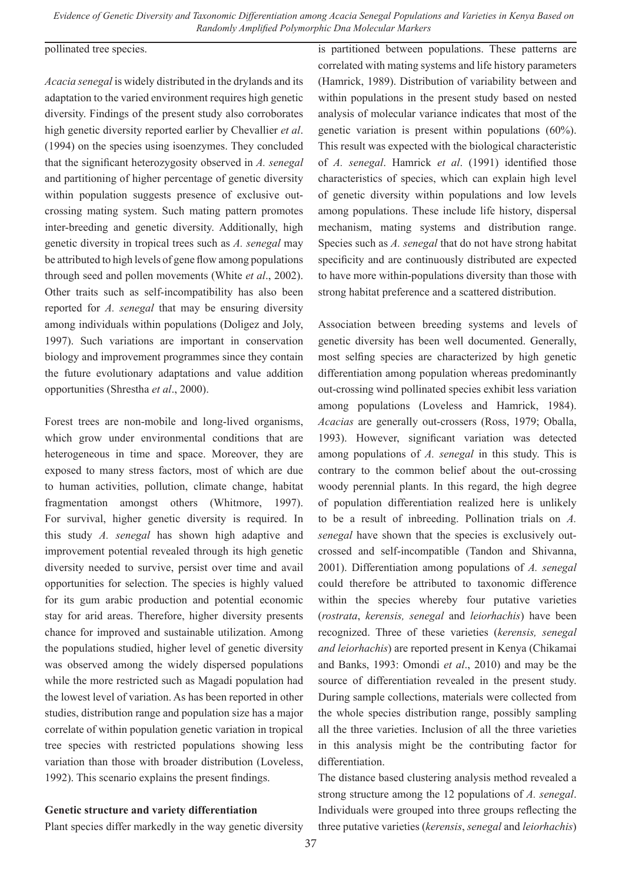pollinated tree species.

*Acacia senegal* is widely distributed in the drylands and its adaptation to the varied environment requires high genetic diversity. Findings of the present study also corroborates high genetic diversity reported earlier by Chevallier *et al*. (1994) on the species using isoenzymes. They concluded that the significant heterozygosity observed in *A. senegal* and partitioning of higher percentage of genetic diversity within population suggests presence of exclusive out-crossing mating system. Such mating pattern promotes inter-breeding and genetic diversity. Additionally, high genetic diversity in tropical trees such as *A. senegal* may be attributed to high levels of gene flow among populations through seed and pollen movements (White *et al*., 2002). Other traits such as self-incompatibility has also been reported for *A. senegal* that may be ensuring diversity among individuals within populations (Doligez and Joly, 1997). Such variations are important in conservation biology and improvement programmes since they contain the future evolutionary adaptations and value addition opportunities (Shrestha *et al*., 2000).

Forest trees are non-mobile and long-lived organisms, which grow under environmental conditions that are heterogeneous in time and space. Moreover, they are exposed to many stress factors, most of which are due to human activities, pollution, climate change, habitat fragmentation amongst others (Whitmore, 1997). For survival, higher genetic diversity is required. In this study *A. senegal* has shown high adaptive and improvement potential revealed through its high genetic diversity needed to survive, persist over time and avail opportunities for selection. The species is highly valued for its gum arabic production and potential economic stay for arid areas. Therefore, higher diversity presents chance for improved and sustainable utilization. Among the populations studied, higher level of genetic diversity was observed among the widely dispersed populations while the more restricted such as Magadi population had the lowest level of variation. As has been reported in other studies, distribution range and population size has a major correlate of within population genetic variation in tropical tree species with restricted populations showing less variation than those with broader distribution (Loveless, 1992). This scenario explains the present findings.

## Genetic structure and variety differentiation

Plant species differ markedly in the way genetic diversity is partitioned between populations. These patterns are correlated with mating systems and life history parameters (Hamrick, 1989). Distribution of variability between and within populations in the present study based on nested analysis of molecular variance indicates that most of the genetic variation is present within populations (60%). This result was expected with the biological characteristic of *A. senegal*. Hamrick *et al*. (1991) identified those characteristics of species, which can explain high level of genetic diversity within populations and low levels among populations. These include life history, dispersal mechanism, mating systems and distribution range. Species such as *A. senegal* that do not have strong habitat specificity and are continuously distributed are expected to have more within-populations diversity than those with strong habitat preference and a scattered distribution.

Association between breeding systems and levels of genetic diversity has been well documented. Generally, most selfing species are characterized by high genetic differentiation among population whereas predominantly out-crossing wind pollinated species exhibit less variation among populations (Loveless and Hamrick, 1984). *Acacias* are generally out-crossers (Ross, 1979; Oballa, 1993). However, significant variation was detected among populations of *A. senegal* in this study. This is contrary to the common belief about the out-crossing woody perennial plants. In this regard, the high degree of population differentiation realized here is unlikely to be a result of inbreeding. Pollination trials on *A. senegal* have shown that the species is exclusively out-crossed and self-incompatible (Tandon and Shivanna, 2001). Differentiation among populations of *A. senegal* could therefore be attributed to taxonomic difference within the species whereby four putative varieties (*rostrata*, *kerensis, senegal* and *leiorhachis*) have been recognized. Three of these varieties (*kerensis, senegal and leiorhachis*) are reported present in Kenya (Chikamai and Banks, 1993: Omondi *et al*., 2010) and may be the source of differentiation revealed in the present study. During sample collections, materials were collected from the whole species distribution range, possibly sampling all the three varieties. Inclusion of all the three varieties in this analysis might be the contributing factor for differentiation.

The distance based clustering analysis method revealed a strong structure among the 12 populations of *A. senegal*. Individuals were grouped into three groups reflecting the three putative varieties (*kerensis*, *senegal* and *leiorhachis*)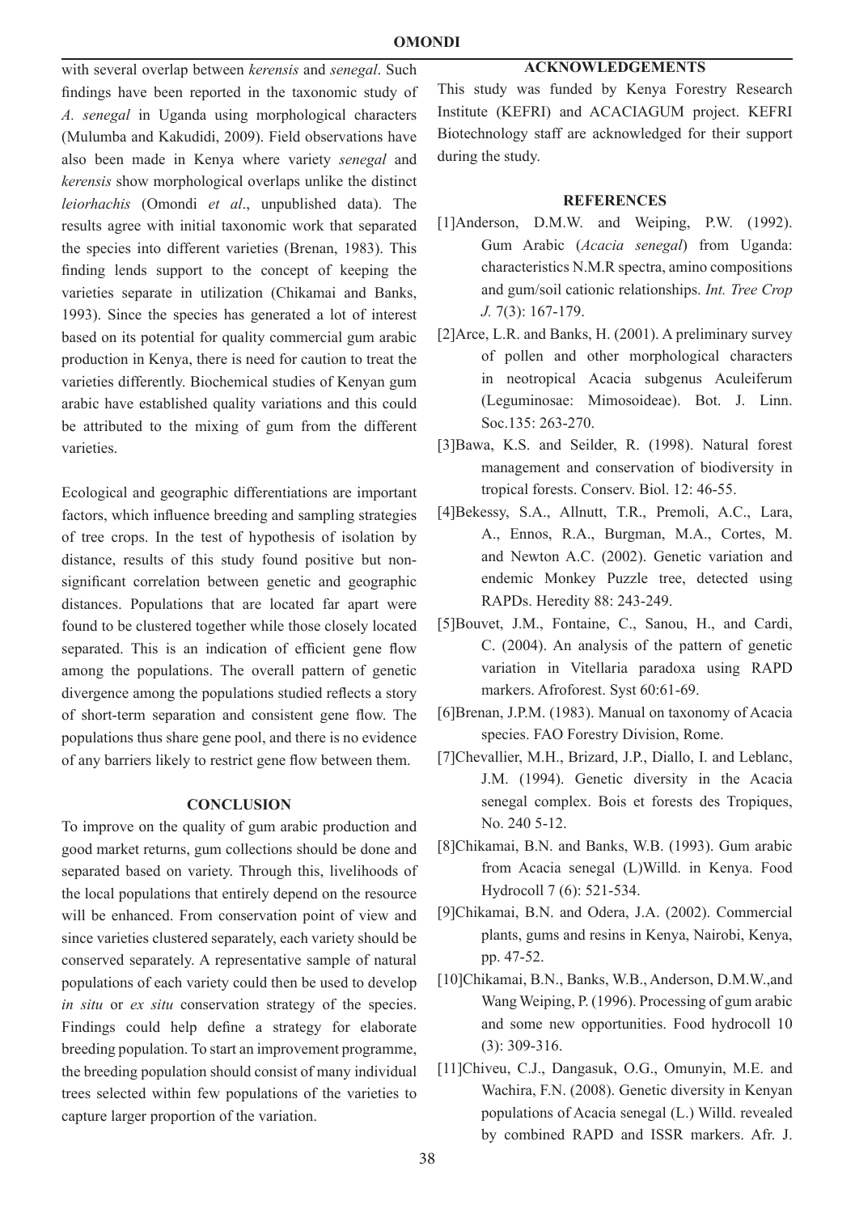with several overlap between *kerensis* and *senegal*. Such findings have been reported in the taxonomic study of *A. senegal* in Uganda using morphological characters (Mulumba and Kakudidi, 2009). Field observations have also been made in Kenya where variety *senegal* and *kerensis* show morphological overlaps unlike the distinct *leiorhachis* (Omondi *et al*., unpublished data). The results agree with initial taxonomic work that separated the species into different varieties (Brenan, 1983). This finding lends support to the concept of keeping the varieties separate in utilization (Chikamai and Banks, 1993). Since the species has generated a lot of interest based on its potential for quality commercial gum arabic production in Kenya, there is need for caution to treat the varieties differently. Biochemical studies of Kenyan gum arabic have established quality variations and this could be attributed to the mixing of gum from the different varieties.

Ecological and geographic differentiations are important factors, which influence breeding and sampling strategies of tree crops. In the test of hypothesis of isolation by distance, results of this study found positive but non-significant correlation between genetic and geographic distances. Populations that are located far apart were found to be clustered together while those closely located separated. This is an indication of efficient gene flow among the populations. The overall pattern of genetic divergence among the populations studied reflects a story of short-term separation and consistent gene flow. The populations thus share gene pool, and there is no evidence of any barriers likely to restrict gene flow between them.

## CONCLUSION

To improve on the quality of gum arabic production and good market returns, gum collections should be done and separated based on variety. Through this, livelihoods of the local populations that entirely depend on the resource will be enhanced. From conservation point of view and since varieties clustered separately, each variety should be conserved separately. A representative sample of natural populations of each variety could then be used to develop *in situ* or *ex situ* conservation strategy of the species. Findings could help define a strategy for elaborate breeding population. To start an improvement programme, the breeding population should consist of many individual trees selected within few populations of the varieties to capture larger proportion of the variation.

## ACKNOWLEDGEMENTS

This study was funded by Kenya Forestry Research Institute (KEFRI) and ACACIAGUM project. KEFRI Biotechnology staff are acknowledged for their support during the study.

## REFERENCES

[1]Anderson, D.M.W. and Weiping, P.W. (1992). Gum Arabic (*Acacia senegal*) from Uganda: characteristics N.M.R spectra, amino compositions and gum/soil cationic relationships. *Int. Tree Crop J.* 7(3): 167-179.

[2]Arce, L.R. and Banks, H. (2001). A preliminary survey of pollen and other morphological characters in neotropical Acacia subgenus Aculeiferum (Leguminosae: Mimosoideae). Bot. J. Linn. Soc.135: 263-270.

[3]Bawa, K.S. and Seilder, R. (1998). Natural forest management and conservation of biodiversity in tropical forests. Conserv. Biol. 12: 46-55.

[4]Bekessy, S.A., Allnutt, T.R., Premoli, A.C., Lara, A., Ennos, R.A., Burgman, M.A., Cortes, M. and Newton A.C. (2002). Genetic variation and endemic Monkey Puzzle tree, detected using RAPDs. Heredity 88: 243-249.

[5]Bouvet, J.M., Fontaine, C., Sanou, H., and Cardi, C. (2004). An analysis of the pattern of genetic variation in Vitellaria paradoxa using RAPD markers. Afroforest. Syst 60:61-69.

[6]Brenan, J.P.M. (1983). Manual on taxonomy of Acacia species. FAO Forestry Division, Rome.

[7]Chevallier, M.H., Brizard, J.P., Diallo, I. and Leblanc, J.M. (1994). Genetic diversity in the Acacia senegal complex. Bois et forests des Tropiques, No. 240 5-12.

[8]Chikamai, B.N. and Banks, W.B. (1993). Gum arabic from Acacia senegal (L)Willd. in Kenya. Food Hydrocoll 7 (6): 521-534.

[9]Chikamai, B.N. and Odera, J.A. (2002). Commercial plants, gums and resins in Kenya, Nairobi, Kenya, pp. 47-52.

[10]Chikamai, B.N., Banks, W.B., Anderson, D.M.W.,and Wang Weiping, P. (1996). Processing of gum arabic and some new opportunities. Food hydrocoll 10 (3): 309-316.

[11]Chiveu, C.J., Dangasuk, O.G., Omunyin, M.E. and Wachira, F.N. (2008). Genetic diversity in Kenyan populations of Acacia senegal (L.) Willd. revealed by combined RAPD and ISSR markers. Afr. J.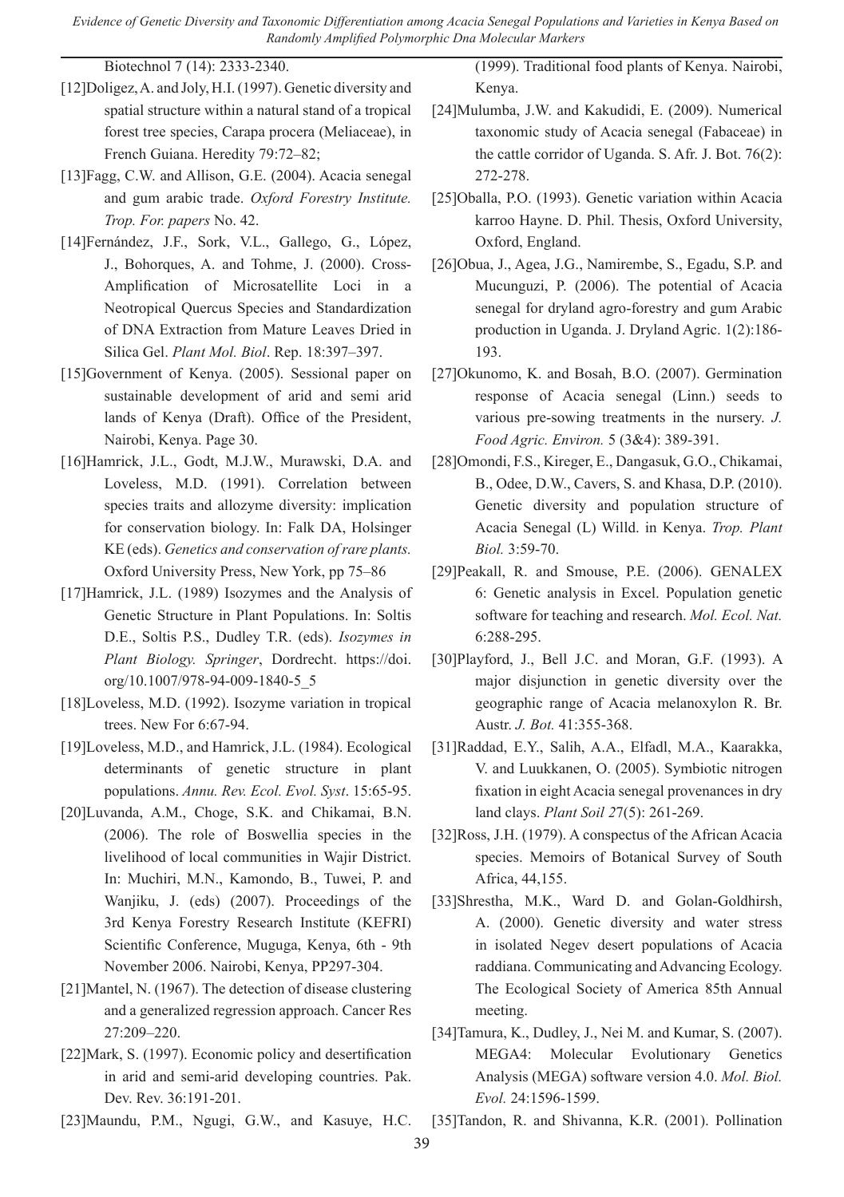Biotechnol 7 (14): 2333-2340.

[12]Doligez, A. and Joly, H.I. (1997). Genetic diversity and spatial structure within a natural stand of a tropical forest tree species, Carapa procera (Meliaceae), in French Guiana. Heredity 79:72–82;

[13]Fagg, C.W. and Allison, G.E. (2004). Acacia senegal and gum arabic trade. *Oxford Forestry Institute. Trop. For. papers* No. 42.

[14]Fernández, J.F., Sork, V.L., Gallego, G., López, J., Bohorques, A. and Tohme, J. (2000). Cross-Amplification of Microsatellite Loci in a Neotropical Quercus Species and Standardization of DNA Extraction from Mature Leaves Dried in Silica Gel. *Plant Mol. Biol*. Rep. 18:397–397.

[15]Government of Kenya. (2005). Sessional paper on sustainable development of arid and semi arid lands of Kenya (Draft). Office of the President, Nairobi, Kenya. Page 30.

[16]Hamrick, J.L., Godt, M.J.W., Murawski, D.A. and Loveless, M.D. (1991). Correlation between species traits and allozyme diversity: implication for conservation biology. In: Falk DA, Holsinger KE (eds). *Genetics and conservation of rare plants.* Oxford University Press, New York, pp 75–86

[17]Hamrick, J.L. (1989) Isozymes and the Analysis of Genetic Structure in Plant Populations. In: Soltis D.E., Soltis P.S., Dudley T.R. (eds). *Isozymes in Plant Biology. Springer*, Dordrecht. https://doi.org/10.1007/978-94-009-1840-5_5

[18]Loveless, M.D. (1992). Isozyme variation in tropical trees. New For 6:67-94.

[19]Loveless, M.D., and Hamrick, J.L. (1984). Ecological determinants of genetic structure in plant populations. *Annu. Rev. Ecol. Evol. Syst*. 15:65-95.

[20]Luvanda, A.M., Choge, S.K. and Chikamai, B.N. (2006). The role of Boswellia species in the livelihood of local communities in Wajir District. In: Muchiri, M.N., Kamondo, B., Tuwei, P. and Wanjiku, J. (eds) (2007). Proceedings of the 3rd Kenya Forestry Research Institute (KEFRI) Scientific Conference, Muguga, Kenya, 6th - 9th November 2006. Nairobi, Kenya, PP297-304.

[21]Mantel, N. (1967). The detection of disease clustering and a generalized regression approach. Cancer Res 27:209–220.

[22]Mark, S. (1997). Economic policy and desertification in arid and semi-arid developing countries. Pak. Dev. Rev. 36:191-201.

[23]Maundu, P.M., Ngugi, G.W., and Kasuye, H.C. (1999). Traditional food plants of Kenya. Nairobi, Kenya.

[24]Mulumba, J.W. and Kakudidi, E. (2009). Numerical taxonomic study of Acacia senegal (Fabaceae) in the cattle corridor of Uganda. S. Afr. J. Bot. 76(2): 272-278.

[25]Oballa, P.O. (1993). Genetic variation within Acacia karroo Hayne. D. Phil. Thesis, Oxford University, Oxford, England.

[26]Obua, J., Agea, J.G., Namirembe, S., Egadu, S.P. and Mucunguzi, P. (2006). The potential of Acacia senegal for dryland agro-forestry and gum Arabic production in Uganda. J. Dryland Agric. 1(2):186-193.

[27]Okunomo, K. and Bosah, B.O. (2007). Germination response of Acacia senegal (Linn.) seeds to various pre-sowing treatments in the nursery. *J. Food Agric. Environ.* 5 (3&4): 389-391.

[28]Omondi, F.S., Kireger, E., Dangasuk, G.O., Chikamai, B., Odee, D.W., Cavers, S. and Khasa, D.P. (2010). Genetic diversity and population structure of Acacia Senegal (L) Willd. in Kenya. *Trop. Plant Biol.* 3:59-70.

[29]Peakall, R. and Smouse, P.E. (2006). GENALEX 6: Genetic analysis in Excel. Population genetic software for teaching and research. *Mol. Ecol. Nat.* 6:288-295.

[30]Playford, J., Bell J.C. and Moran, G.F. (1993). A major disjunction in genetic diversity over the geographic range of Acacia melanoxylon R. Br. Austr. *J. Bot.* 41:355-368.

[31]Raddad, E.Y., Salih, A.A., Elfadl, M.A., Kaarakka, V. and Luukkanen, O. (2005). Symbiotic nitrogen fixation in eight Acacia senegal provenances in dry land clays. *Plant Soil 2*7(5): 261-269.

[32]Ross, J.H. (1979). A conspectus of the African Acacia species. Memoirs of Botanical Survey of South Africa, 44,155.

[33]Shrestha, M.K., Ward D. and Golan-Goldhirsh, A. (2000). Genetic diversity and water stress in isolated Negev desert populations of Acacia raddiana. Communicating and Advancing Ecology. The Ecological Society of America 85th Annual meeting.

[34]Tamura, K., Dudley, J., Nei M. and Kumar, S. (2007). MEGA4: Molecular Evolutionary Genetics Analysis (MEGA) software version 4.0. *Mol. Biol. Evol.* 24:1596-1599.

[35]Tandon, R. and Shivanna, K.R. (2001). Pollination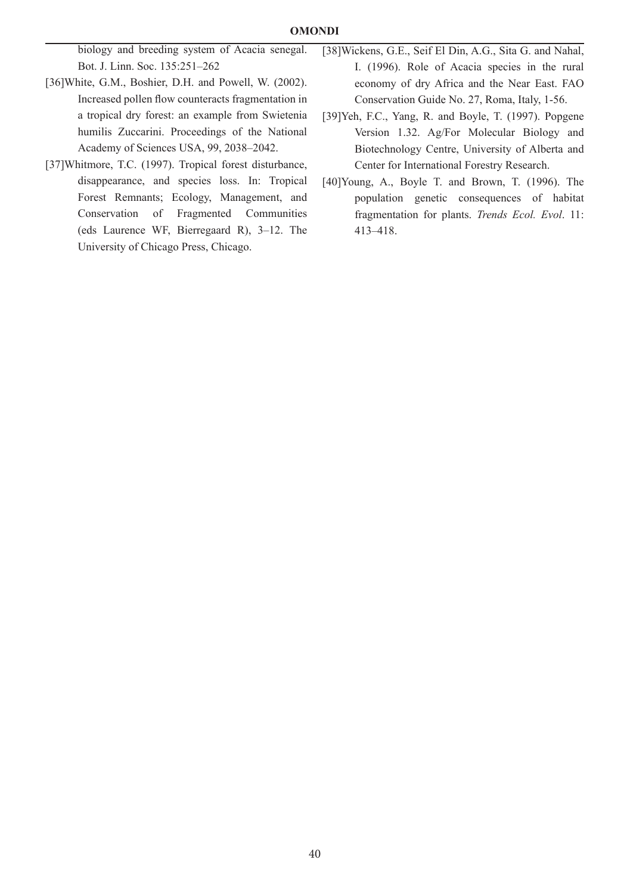biology and breeding system of Acacia senegal. Bot. J. Linn. Soc. 135:251–262

[36]White, G.M., Boshier, D.H. and Powell, W. (2002). Increased pollen flow counteracts fragmentation in a tropical dry forest: an example from Swietenia humilis Zuccarini. Proceedings of the National Academy of Sciences USA, 99, 2038–2042.

[37]Whitmore, T.C. (1997). Tropical forest disturbance, disappearance, and species loss. In: Tropical Forest Remnants; Ecology, Management, and Conservation of Fragmented Communities (eds Laurence WF, Bierregaard R), 3–12. The University of Chicago Press, Chicago.

[38]Wickens, G.E., Seif El Din, A.G., Sita G. and Nahal, I. (1996). Role of Acacia species in the rural economy of dry Africa and the Near East. FAO Conservation Guide No. 27, Roma, Italy, 1-56.

[39]Yeh, F.C., Yang, R. and Boyle, T. (1997). Popgene Version 1.32. Ag/For Molecular Biology and Biotechnology Centre, University of Alberta and Center for International Forestry Research.

[40]Young, A., Boyle T. and Brown, T. (1996). The population genetic consequences of habitat fragmentation for plants. *Trends Ecol. Evol*. 11: 413–418.